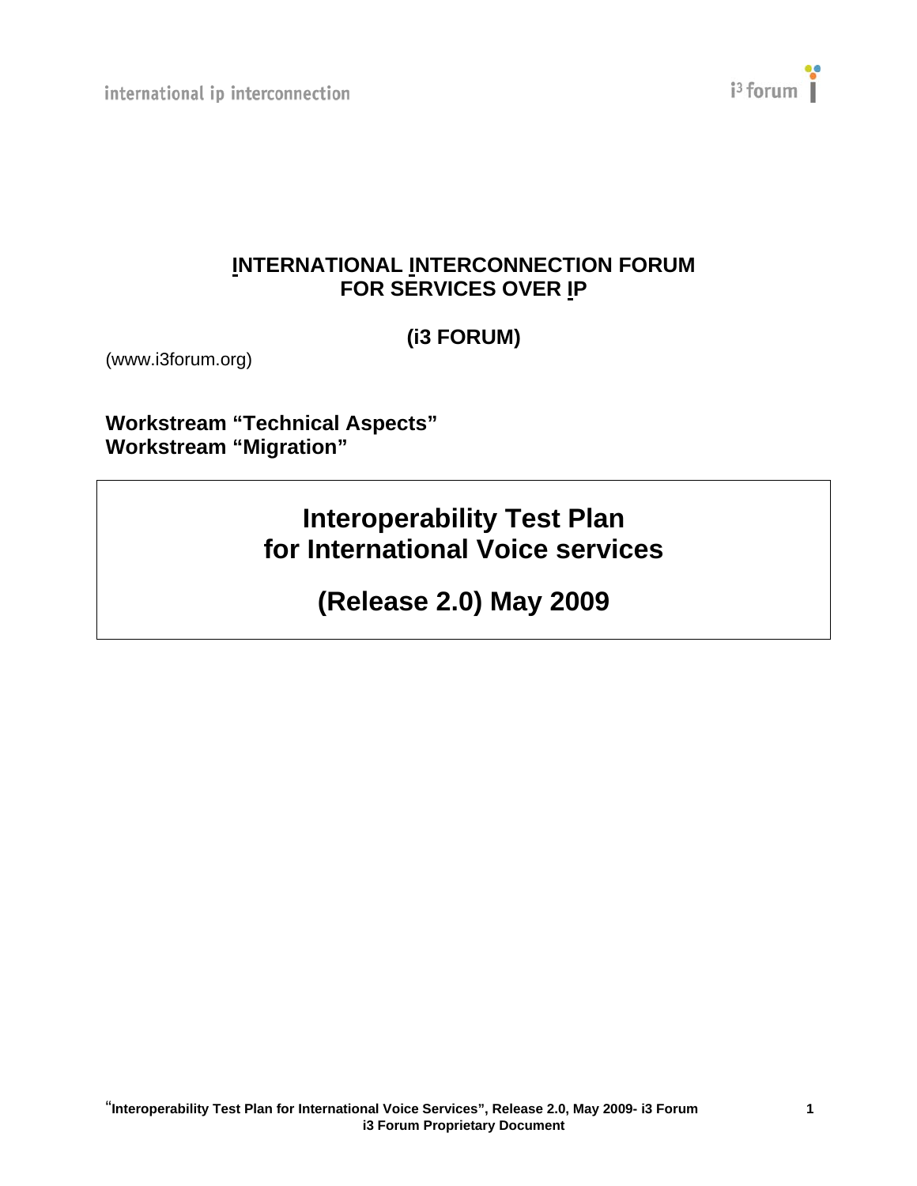**INTERNATIONAL INTERCONNECTION FORUM FOR SERVICES OVER IP**

**(i3 FORUM)**

(www.i3forum.org)

**Workstream "Technical Aspects"**
**Workstream "Migration"**

# Interoperability Test Plan for International Voice services

# (Release 2.0) May 2009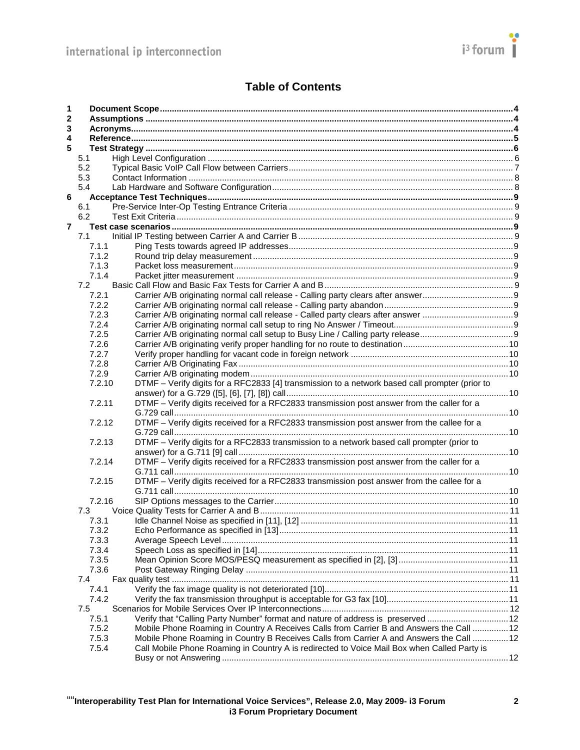# Table of Contents

1 Document Scope ....................................................................4
2 Assumptions ....................................................................4
3 Acronyms....................................................................4
4 Reference....................................................................5
5 Test Strategy ....................................................................6
  5.1 High Level Configuration ....................................................................6
  5.2 Typical Basic VoIP Call Flow between Carriers....................................................................7
  5.3 Contact Information ....................................................................8
  5.4 Lab Hardware and Software Configuration....................................................................8
6 Acceptance Test Techniques....................................................................9
  6.1 Pre-Service Inter-Op Testing Entrance Criteria ....................................................................9
  6.2 Test Exit Criteria....................................................................9
7 Test case scenarios....................................................................9
  7.1 Initial IP Testing between Carrier A and Carrier B ....................................................................9
    7.1.1 Ping Tests towards agreed IP addresses....................................................................9
    7.1.2 Round trip delay measurement....................................................................9
    7.1.3 Packet loss measurement....................................................................9
    7.1.4 Packet jitter measurement ....................................................................9
  7.2 Basic Call Flow and Basic Fax Tests for Carrier A and B....................................................................9
    7.2.1 Carrier A/B originating normal call release - Calling party clears after answer....................................................................9
    7.2.2 Carrier A/B originating normal call release - Calling party abandon....................................................................9
    7.2.3 Carrier A/B originating normal call release - Called party clears after answer ....................................................................9
    7.2.4 Carrier A/B originating normal call setup to ring No Answer / Timeout....................................................................9
    7.2.5 Carrier A/B originating normal call setup to Busy Line / Calling party release....................................................................9
    7.2.6 Carrier A/B originating verify proper handling for no route to destination....................................................................10
    7.2.7 Verify proper handling for vacant code in foreign network ....................................................................10
    7.2.8 Carrier A/B Originating Fax....................................................................10
    7.2.9 Carrier A/B originating modem....................................................................10
    7.2.10 DTMF – Verify digits for a RFC2833 [4] transmission to a network based call prompter (prior to answer) for a G.729 ([5], [6], [7], [8]) call....................................................................10
    7.2.11 DTMF – Verify digits received for a RFC2833 transmission post answer from the caller for a G.729 call....................................................................10
    7.2.12 DTMF – Verify digits received for a RFC2833 transmission post answer from the callee for a G.729 call....................................................................10
    7.2.13 DTMF – Verify digits for a RFC2833 transmission to a network based call prompter (prior to answer) for a G.711 [9] call....................................................................10
    7.2.14 DTMF – Verify digits received for a RFC2833 transmission post answer from the caller for a G.711 call....................................................................10
    7.2.15 DTMF – Verify digits received for a RFC2833 transmission post answer from the callee for a G.711 call....................................................................10
    7.2.16 SIP Options messages to the Carrier....................................................................10
  7.3 Voice Quality Tests for Carrier A and B....................................................................11
    7.3.1 Idle Channel Noise as specified in [11], [12] ....................................................................11
    7.3.2 Echo Performance as specified in [13]....................................................................11
    7.3.3 Average Speech Level....................................................................11
    7.3.4 Speech Loss as specified in [14]....................................................................11
    7.3.5 Mean Opinion Score MOS/PESQ measurement as specified in [2], [3]....................................................................11
    7.3.6 Post Gateway Ringing Delay ....................................................................11
  7.4 Fax quality test ....................................................................11
    7.4.1 Verify the fax image quality is not deteriorated [10]....................................................................11
    7.4.2 Verify the fax transmission throughput is acceptable for G3 fax [10]....................................................................11
  7.5 Scenarios for Mobile Services Over IP Interconnections....................................................................12
    7.5.1 Verify that "Calling Party Number" format and nature of address is preserved ....................................................................12
    7.5.2 Mobile Phone Roaming in Country A Receives Calls from Carrier B and Answers the Call ....................................................................12
    7.5.3 Mobile Phone Roaming in Country B Receives Calls from Carrier A and Answers the Call ....................................................................12
    7.5.4 Call Mobile Phone Roaming in Country A is redirected to Voice Mail Box when Called Party is Busy or not Answering ....................................................................12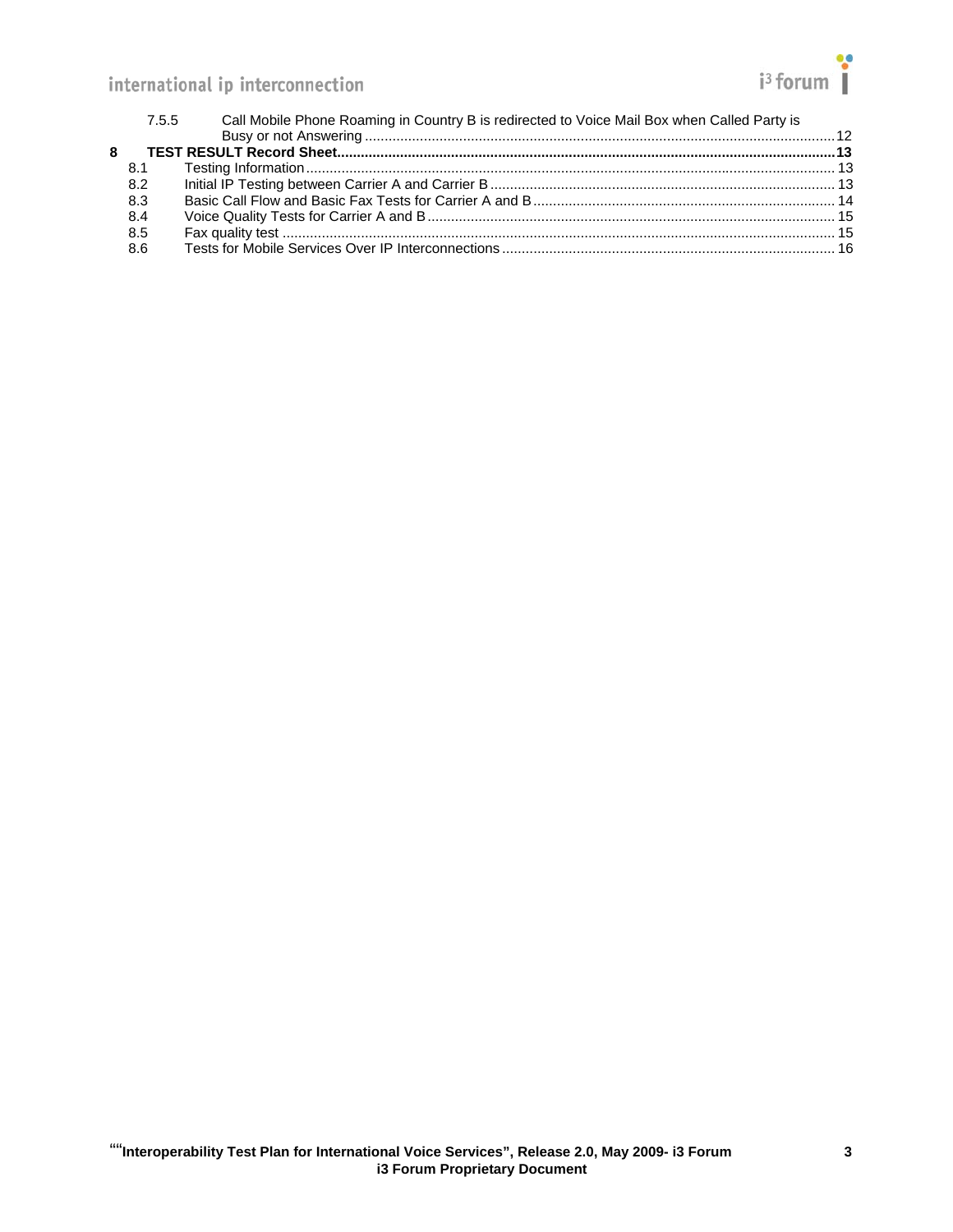7.5.5 Call Mobile Phone Roaming in Country B is redirected to Voice Mail Box when Called Party is Busy or not Answering ........ 12

**8 TEST RESULT Record Sheet ........ 13**

8.1 Testing Information ........ 13

8.2 Initial IP Testing between Carrier A and Carrier B ........ 13

8.3 Basic Call Flow and Basic Fax Tests for Carrier A and B ........ 14

8.4 Voice Quality Tests for Carrier A and B ........ 15

8.5 Fax quality test ........ 15

8.6 Tests for Mobile Services Over IP Interconnections ........ 16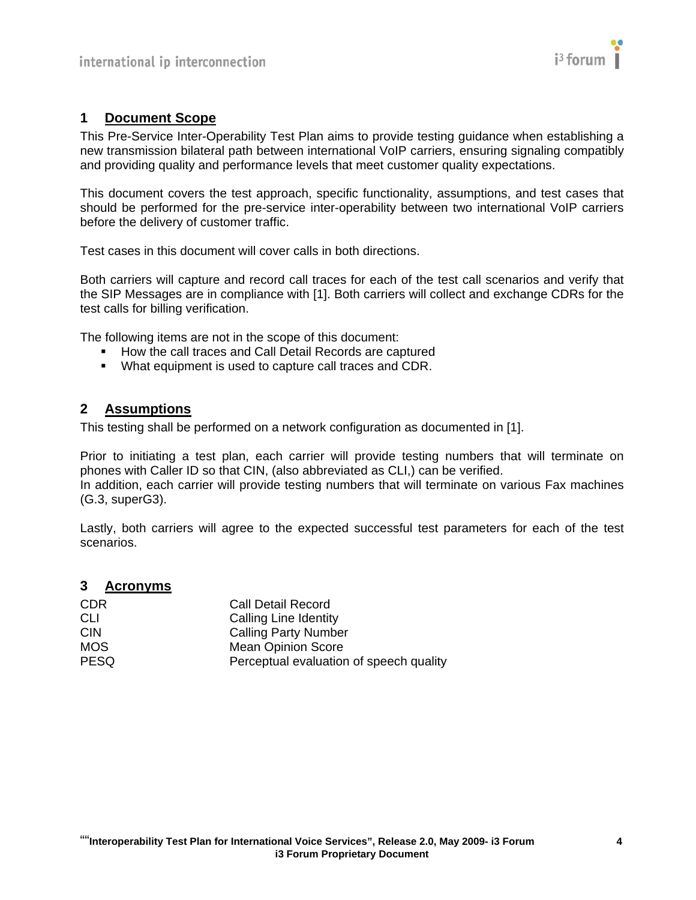# 1 Document Scope

This Pre-Service Inter-Operability Test Plan aims to provide testing guidance when establishing a new transmission bilateral path between international VoIP carriers, ensuring signaling compatibly and providing quality and performance levels that meet customer quality expectations.

This document covers the test approach, specific functionality, assumptions, and test cases that should be performed for the pre-service inter-operability between two international VoIP carriers before the delivery of customer traffic.

Test cases in this document will cover calls in both directions.

Both carriers will capture and record call traces for each of the test call scenarios and verify that the SIP Messages are in compliance with [1]. Both carriers will collect and exchange CDRs for the test calls for billing verification.

The following items are not in the scope of this document:

- How the call traces and Call Detail Records are captured
- What equipment is used to capture call traces and CDR.

# 2 Assumptions

This testing shall be performed on a network configuration as documented in [1].

Prior to initiating a test plan, each carrier will provide testing numbers that will terminate on phones with Caller ID so that CIN, (also abbreviated as CLI,) can be verified.
In addition, each carrier will provide testing numbers that will terminate on various Fax machines (G.3, superG3).

Lastly, both carriers will agree to the expected successful test parameters for each of the test scenarios.

# 3 Acronyms

| | |
|---|---|
| CDR | Call Detail Record |
| CLI | Calling Line Identity |
| CIN | Calling Party Number |
| MOS | Mean Opinion Score |
| PESQ | Perceptual evaluation of speech quality |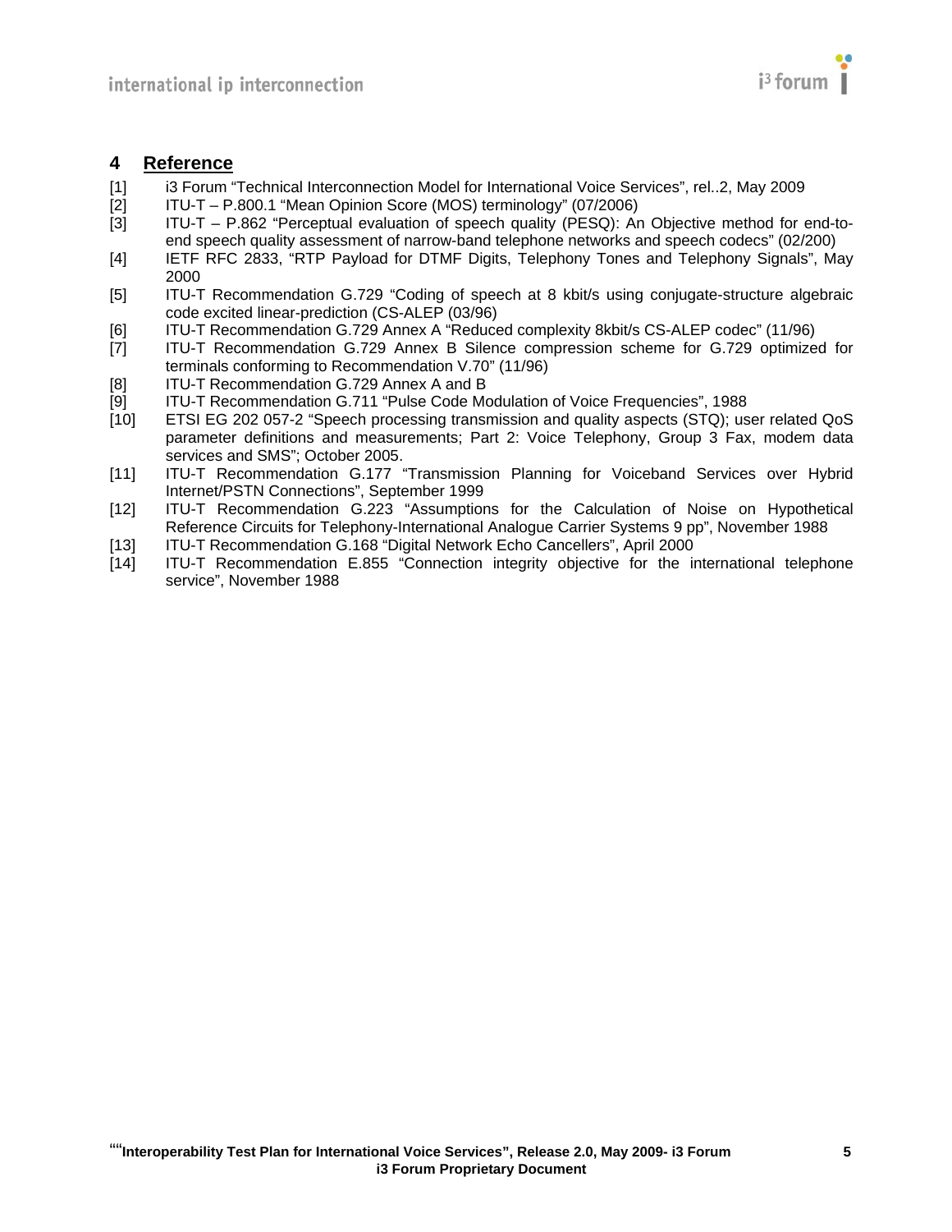# 4 Reference

[1] i3 Forum "Technical Interconnection Model for International Voice Services", rel..2, May 2009

[2] ITU-T – P.800.1 "Mean Opinion Score (MOS) terminology" (07/2006)

[3] ITU-T – P.862 "Perceptual evaluation of speech quality (PESQ): An Objective method for end-to-end speech quality assessment of narrow-band telephone networks and speech codecs" (02/200)

[4] IETF RFC 2833, "RTP Payload for DTMF Digits, Telephony Tones and Telephony Signals", May 2000

[5] ITU-T Recommendation G.729 "Coding of speech at 8 kbit/s using conjugate-structure algebraic code excited linear-prediction (CS-ALEP (03/96)

[6] ITU-T Recommendation G.729 Annex A "Reduced complexity 8kbit/s CS-ALEP codec" (11/96)

[7] ITU-T Recommendation G.729 Annex B Silence compression scheme for G.729 optimized for terminals conforming to Recommendation V.70" (11/96)

[8] ITU-T Recommendation G.729 Annex A and B

[9] ITU-T Recommendation G.711 "Pulse Code Modulation of Voice Frequencies", 1988

[10] ETSI EG 202 057-2 "Speech processing transmission and quality aspects (STQ); user related QoS parameter definitions and measurements; Part 2: Voice Telephony, Group 3 Fax, modem data services and SMS"; October 2005.

[11] ITU-T Recommendation G.177 "Transmission Planning for Voiceband Services over Hybrid Internet/PSTN Connections", September 1999

[12] ITU-T Recommendation G.223 "Assumptions for the Calculation of Noise on Hypothetical Reference Circuits for Telephony-International Analogue Carrier Systems 9 pp", November 1988

[13] ITU-T Recommendation G.168 "Digital Network Echo Cancellers", April 2000

[14] ITU-T Recommendation E.855 "Connection integrity objective for the international telephone service", November 1988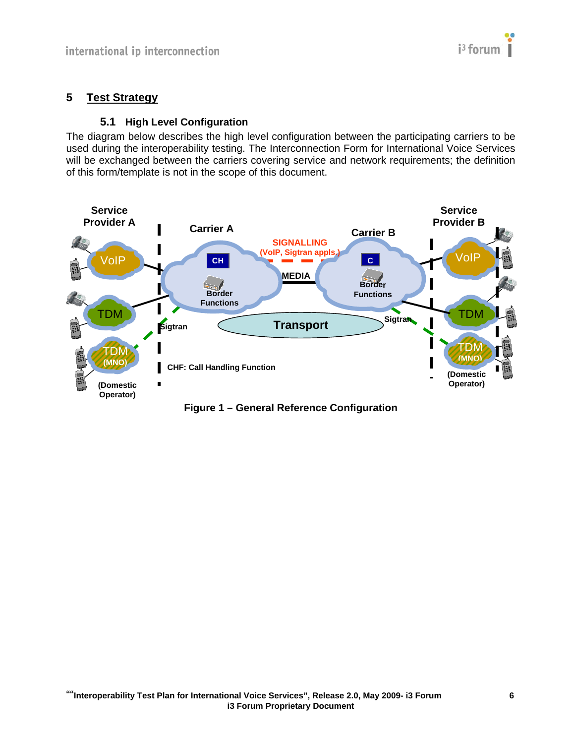# 5 Test Strategy

## 5.1 High Level Configuration

The diagram below describes the high level configuration between the participating carriers to be used during the interoperability testing. The Interconnection Form for International Voice Services will be exchanged between the carriers covering service and network requirements; the definition of this form/template is not in the scope of this document.

**Figure 1 – General Reference Configuration**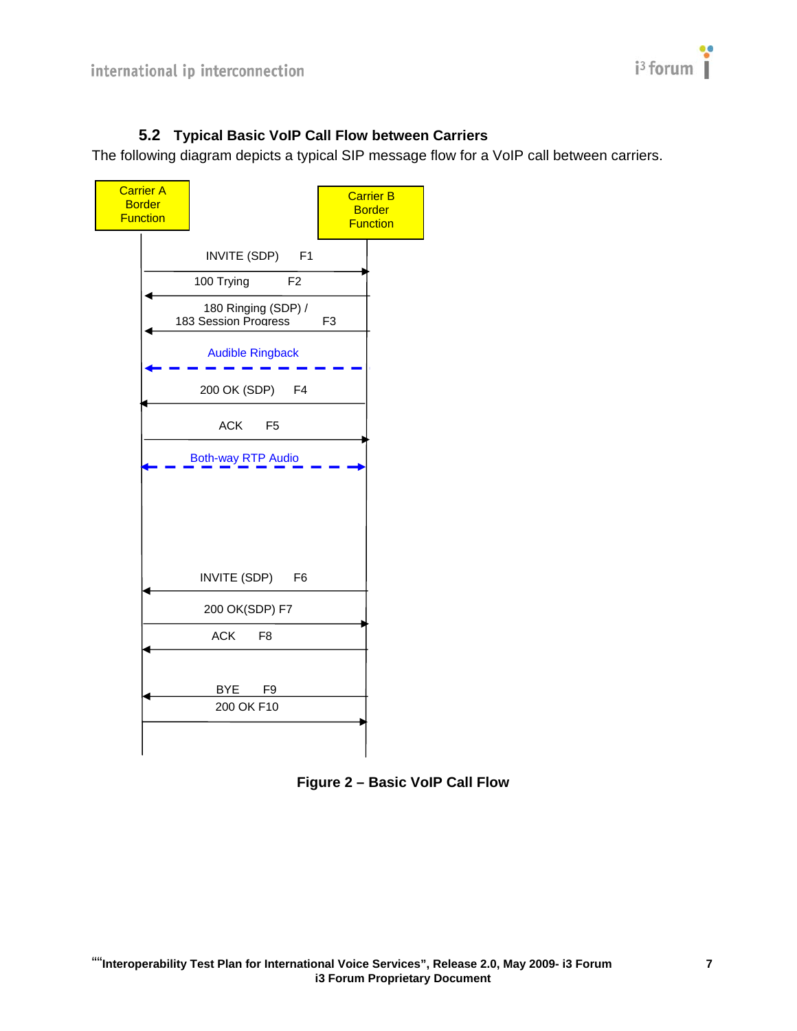### 5.2 Typical Basic VoIP Call Flow between Carriers

The following diagram depicts a typical SIP message flow for a VoIP call between carriers.

Carrier A Border Function

Carrier B Border Function

INVITE (SDP) F1

100 Trying F2

180 Ringing (SDP) / 183 Session Progress F3

Audible Ringback

200 OK (SDP) F4

ACK F5

Both-way RTP Audio

INVITE (SDP) F6

200 OK(SDP) F7

ACK F8

BYE F9

200 OK F10

**Figure 2 – Basic VoIP Call Flow**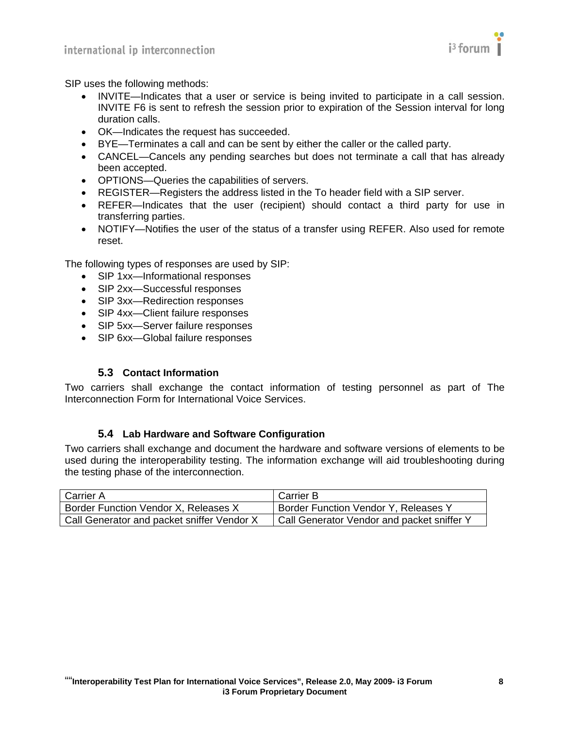SIP uses the following methods:

- INVITE—Indicates that a user or service is being invited to participate in a call session. INVITE F6 is sent to refresh the session prior to expiration of the Session interval for long duration calls.
- OK—Indicates the request has succeeded.
- BYE—Terminates a call and can be sent by either the caller or the called party.
- CANCEL—Cancels any pending searches but does not terminate a call that has already been accepted.
- OPTIONS—Queries the capabilities of servers.
- REGISTER—Registers the address listed in the To header field with a SIP server.
- REFER—Indicates that the user (recipient) should contact a third party for use in transferring parties.
- NOTIFY—Notifies the user of the status of a transfer using REFER. Also used for remote reset.

The following types of responses are used by SIP:

- SIP 1xx—Informational responses
- SIP 2xx—Successful responses
- SIP 3xx—Redirection responses
- SIP 4xx—Client failure responses
- SIP 5xx—Server failure responses
- SIP 6xx—Global failure responses

### 5.3 Contact Information

Two carriers shall exchange the contact information of testing personnel as part of The Interconnection Form for International Voice Services.

### 5.4 Lab Hardware and Software Configuration

Two carriers shall exchange and document the hardware and software versions of elements to be used during the interoperability testing. The information exchange will aid troubleshooting during the testing phase of the interconnection.

| Carrier A | Carrier B |
| --- | --- |
| Border Function Vendor X, Releases X | Border Function Vendor Y, Releases Y |
| Call Generator and packet sniffer Vendor X | Call Generator Vendor and packet sniffer Y |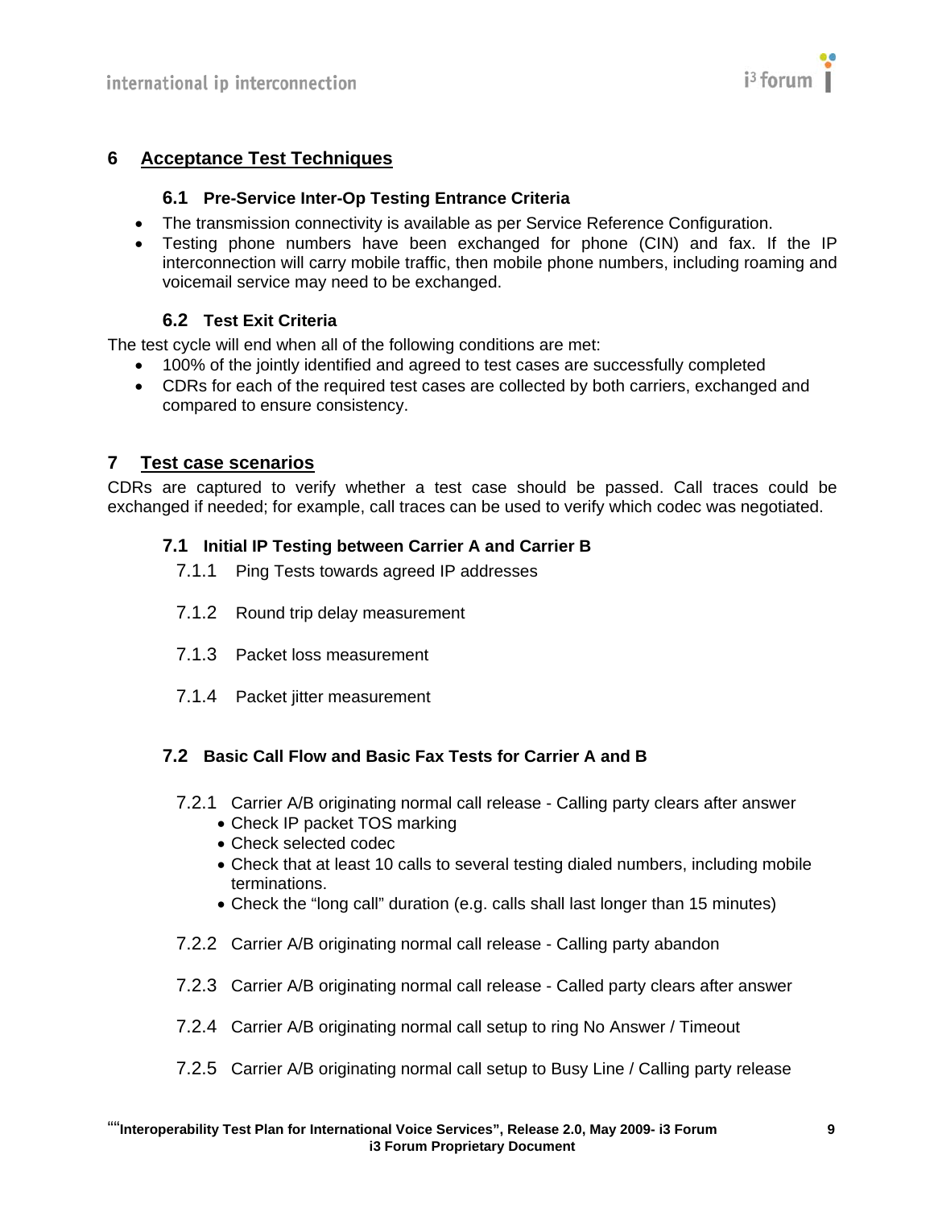# 6 Acceptance Test Techniques

## 6.1 Pre-Service Inter-Op Testing Entrance Criteria

- The transmission connectivity is available as per Service Reference Configuration.
- Testing phone numbers have been exchanged for phone (CIN) and fax. If the IP interconnection will carry mobile traffic, then mobile phone numbers, including roaming and voicemail service may need to be exchanged.

## 6.2 Test Exit Criteria

The test cycle will end when all of the following conditions are met:

- 100% of the jointly identified and agreed to test cases are successfully completed
- CDRs for each of the required test cases are collected by both carriers, exchanged and compared to ensure consistency.

# 7 Test case scenarios

CDRs are captured to verify whether a test case should be passed. Call traces could be exchanged if needed; for example, call traces can be used to verify which codec was negotiated.

## 7.1 Initial IP Testing between Carrier A and Carrier B

### 7.1.1 Ping Tests towards agreed IP addresses

### 7.1.2 Round trip delay measurement

### 7.1.3 Packet loss measurement

### 7.1.4 Packet jitter measurement

## 7.2 Basic Call Flow and Basic Fax Tests for Carrier A and B

### 7.2.1 Carrier A/B originating normal call release - Calling party clears after answer

- Check IP packet TOS marking
- Check selected codec
- Check that at least 10 calls to several testing dialed numbers, including mobile terminations.
- Check the "long call" duration (e.g. calls shall last longer than 15 minutes)

### 7.2.2 Carrier A/B originating normal call release - Calling party abandon

### 7.2.3 Carrier A/B originating normal call release - Called party clears after answer

### 7.2.4 Carrier A/B originating normal call setup to ring No Answer / Timeout

### 7.2.5 Carrier A/B originating normal call setup to Busy Line / Calling party release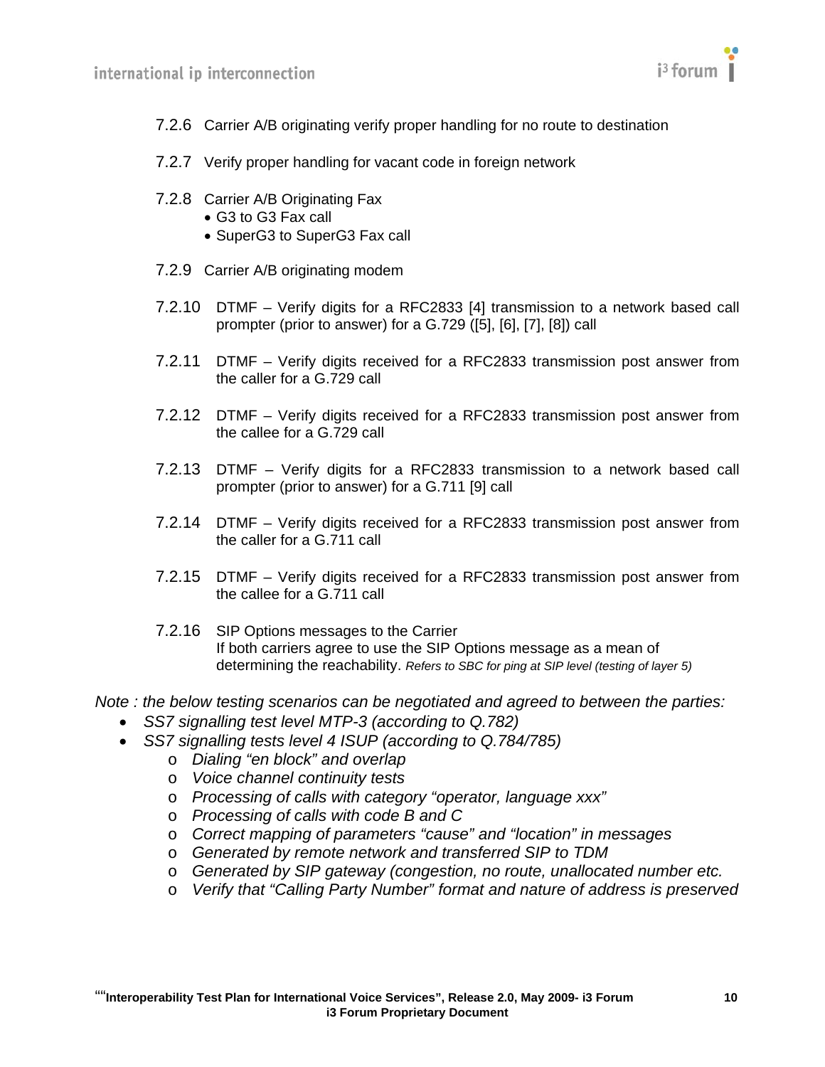### 7.2.6 Carrier A/B originating verify proper handling for no route to destination

### 7.2.7 Verify proper handling for vacant code in foreign network

### 7.2.8 Carrier A/B Originating Fax

- G3 to G3 Fax call
- SuperG3 to SuperG3 Fax call

### 7.2.9 Carrier A/B originating modem

### 7.2.10 DTMF – Verify digits for a RFC2833 [4] transmission to a network based call prompter (prior to answer) for a G.729 ([5], [6], [7], [8]) call

### 7.2.11 DTMF – Verify digits received for a RFC2833 transmission post answer from the caller for a G.729 call

### 7.2.12 DTMF – Verify digits received for a RFC2833 transmission post answer from the callee for a G.729 call

### 7.2.13 DTMF – Verify digits for a RFC2833 transmission to a network based call prompter (prior to answer) for a G.711 [9] call

### 7.2.14 DTMF – Verify digits received for a RFC2833 transmission post answer from the caller for a G.711 call

### 7.2.15 DTMF – Verify digits received for a RFC2833 transmission post answer from the callee for a G.711 call

### 7.2.16 SIP Options messages to the Carrier

If both carriers agree to use the SIP Options message as a mean of determining the reachability. *Refers to SBC for ping at SIP level (testing of layer 5)*

*Note : the below testing scenarios can be negotiated and agreed to between the parties:*

- *SS7 signalling test level MTP-3 (according to Q.782)*
- *SS7 signalling tests level 4 ISUP (according to Q.784/785)*
  - *Dialing "en block" and overlap*
  - *Voice channel continuity tests*
  - *Processing of calls with category "operator, language xxx"*
  - *Processing of calls with code B and C*
  - *Correct mapping of parameters "cause" and "location" in messages*
  - *Generated by remote network and transferred SIP to TDM*
  - *Generated by SIP gateway (congestion, no route, unallocated number etc.*
  - *Verify that "Calling Party Number" format and nature of address is preserved*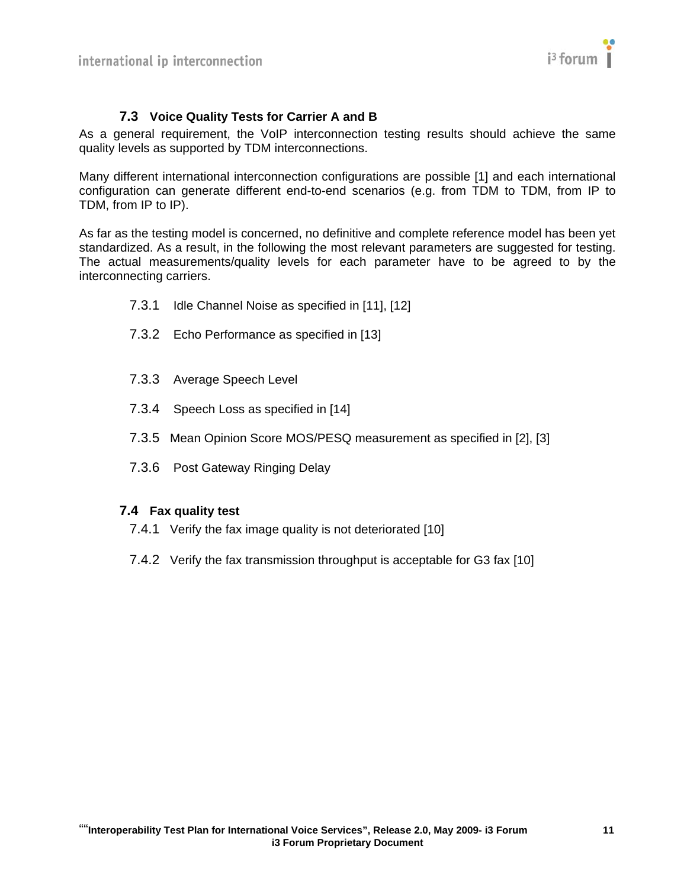## 7.3 Voice Quality Tests for Carrier A and B

As a general requirement, the VoIP interconnection testing results should achieve the same quality levels as supported by TDM interconnections.

Many different international interconnection configurations are possible [1] and each international configuration can generate different end-to-end scenarios (e.g. from TDM to TDM, from IP to TDM, from IP to IP).

As far as the testing model is concerned, no definitive and complete reference model has been yet standardized. As a result, in the following the most relevant parameters are suggested for testing. The actual measurements/quality levels for each parameter have to be agreed to by the interconnecting carriers.

7.3.1 Idle Channel Noise as specified in [11], [12]

7.3.2 Echo Performance as specified in [13]

7.3.3 Average Speech Level

7.3.4 Speech Loss as specified in [14]

7.3.5 Mean Opinion Score MOS/PESQ measurement as specified in [2], [3]

7.3.6 Post Gateway Ringing Delay

## 7.4 Fax quality test

7.4.1 Verify the fax image quality is not deteriorated [10]

7.4.2 Verify the fax transmission throughput is acceptable for G3 fax [10]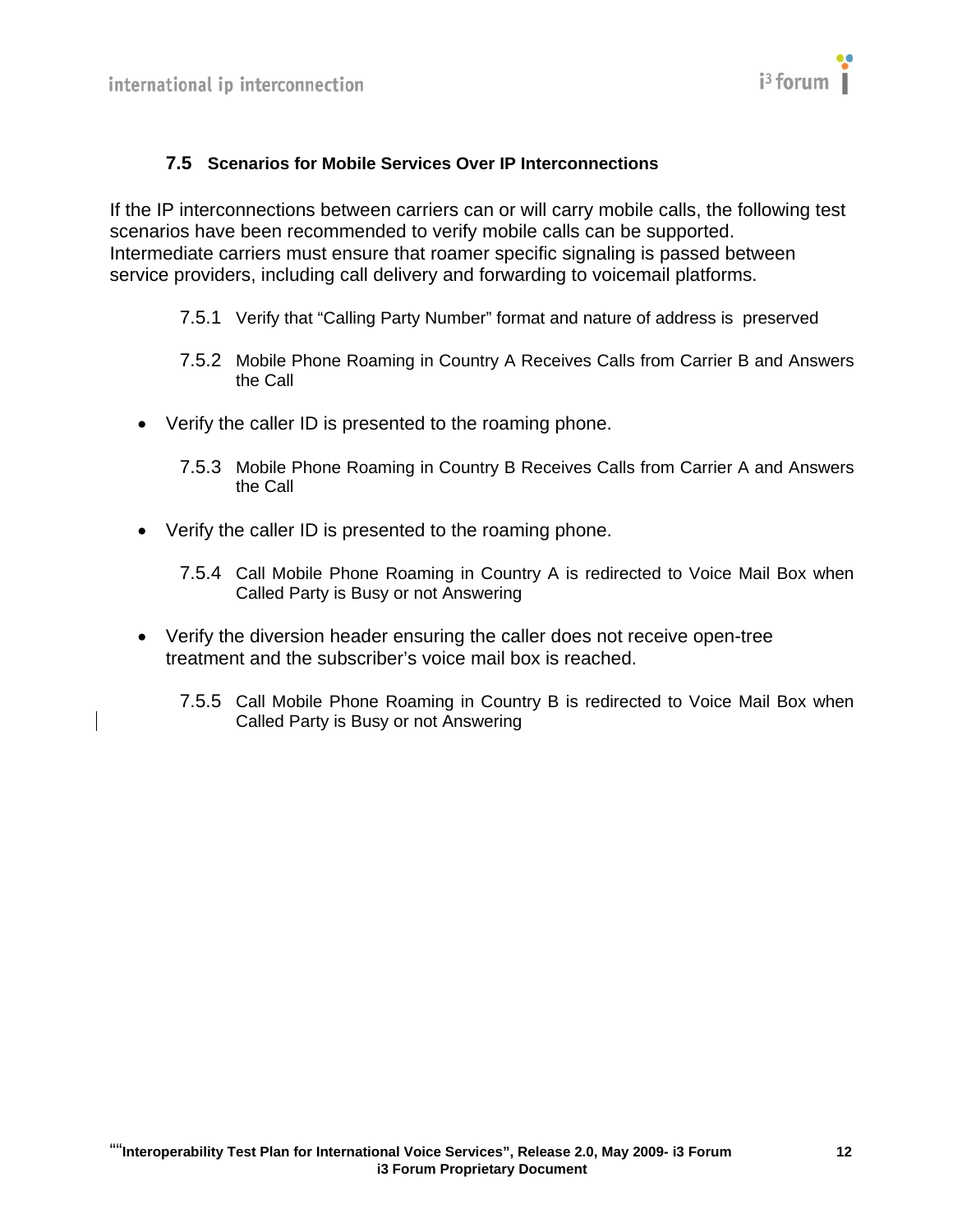### 7.5 Scenarios for Mobile Services Over IP Interconnections

If the IP interconnections between carriers can or will carry mobile calls, the following test scenarios have been recommended to verify mobile calls can be supported. Intermediate carriers must ensure that roamer specific signaling is passed between service providers, including call delivery and forwarding to voicemail platforms.

#### 7.5.1 Verify that “Calling Party Number” format and nature of address is preserved

#### 7.5.2 Mobile Phone Roaming in Country A Receives Calls from Carrier B and Answers the Call

- Verify the caller ID is presented to the roaming phone.

#### 7.5.3 Mobile Phone Roaming in Country B Receives Calls from Carrier A and Answers the Call

- Verify the caller ID is presented to the roaming phone.

#### 7.5.4 Call Mobile Phone Roaming in Country A is redirected to Voice Mail Box when Called Party is Busy or not Answering

- Verify the diversion header ensuring the caller does not receive open-tree treatment and the subscriber’s voice mail box is reached.

#### 7.5.5 Call Mobile Phone Roaming in Country B is redirected to Voice Mail Box when Called Party is Busy or not Answering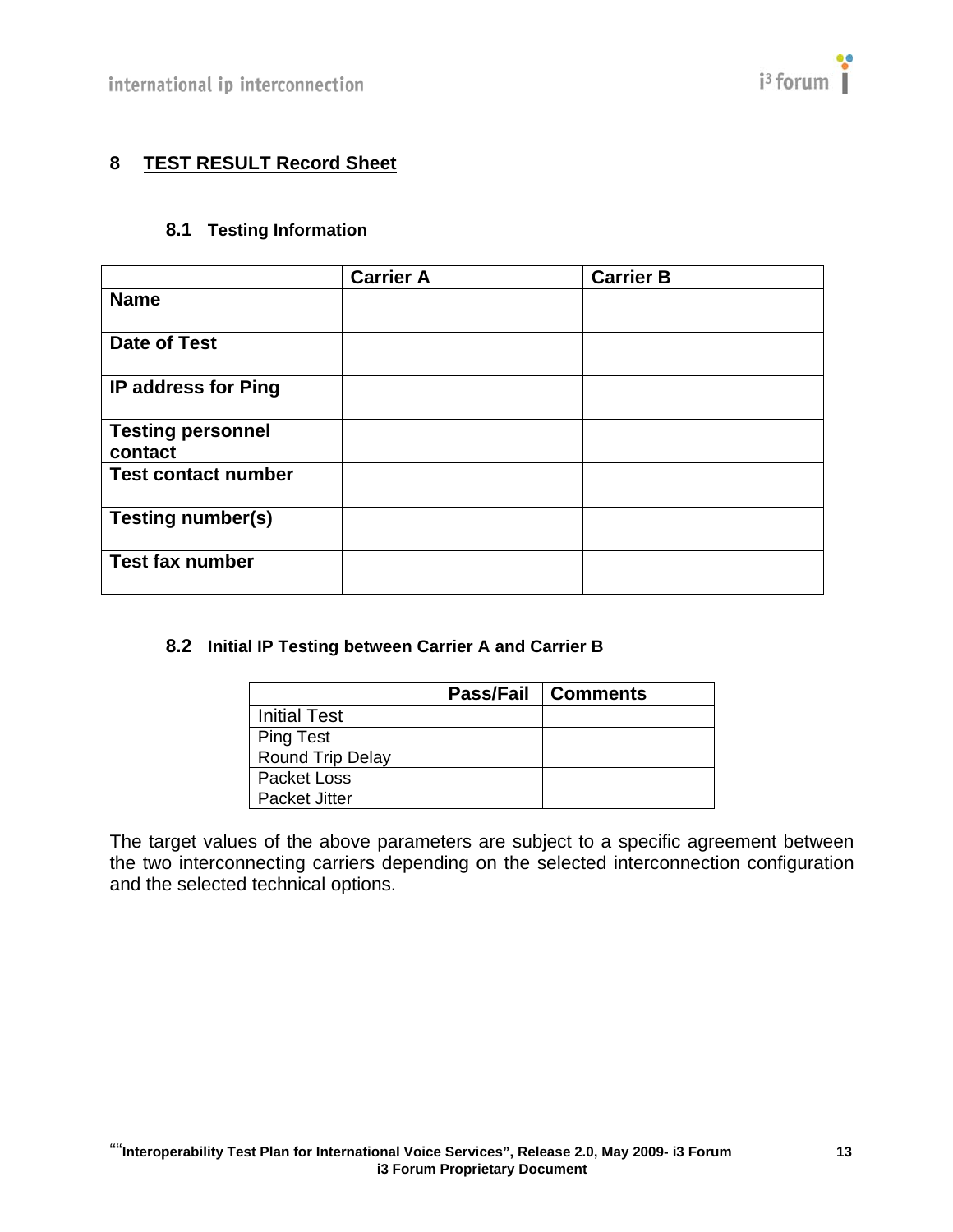# 8 TEST RESULT Record Sheet

## 8.1 Testing Information

| | Carrier A | Carrier B |
|---|---|---|
| **Name** | | |
| **Date of Test** | | |
| **IP address for Ping** | | |
| **Testing personnel contact** | | |
| **Test contact number** | | |
| **Testing number(s)** | | |
| **Test fax number** | | |

## 8.2 Initial IP Testing between Carrier A and Carrier B

| | Pass/Fail | Comments |
|---|---|---|
| Initial Test | | |
| Ping Test | | |
| Round Trip Delay | | |
| Packet Loss | | |
| Packet Jitter | | |

The target values of the above parameters are subject to a specific agreement between the two interconnecting carriers depending on the selected interconnection configuration and the selected technical options.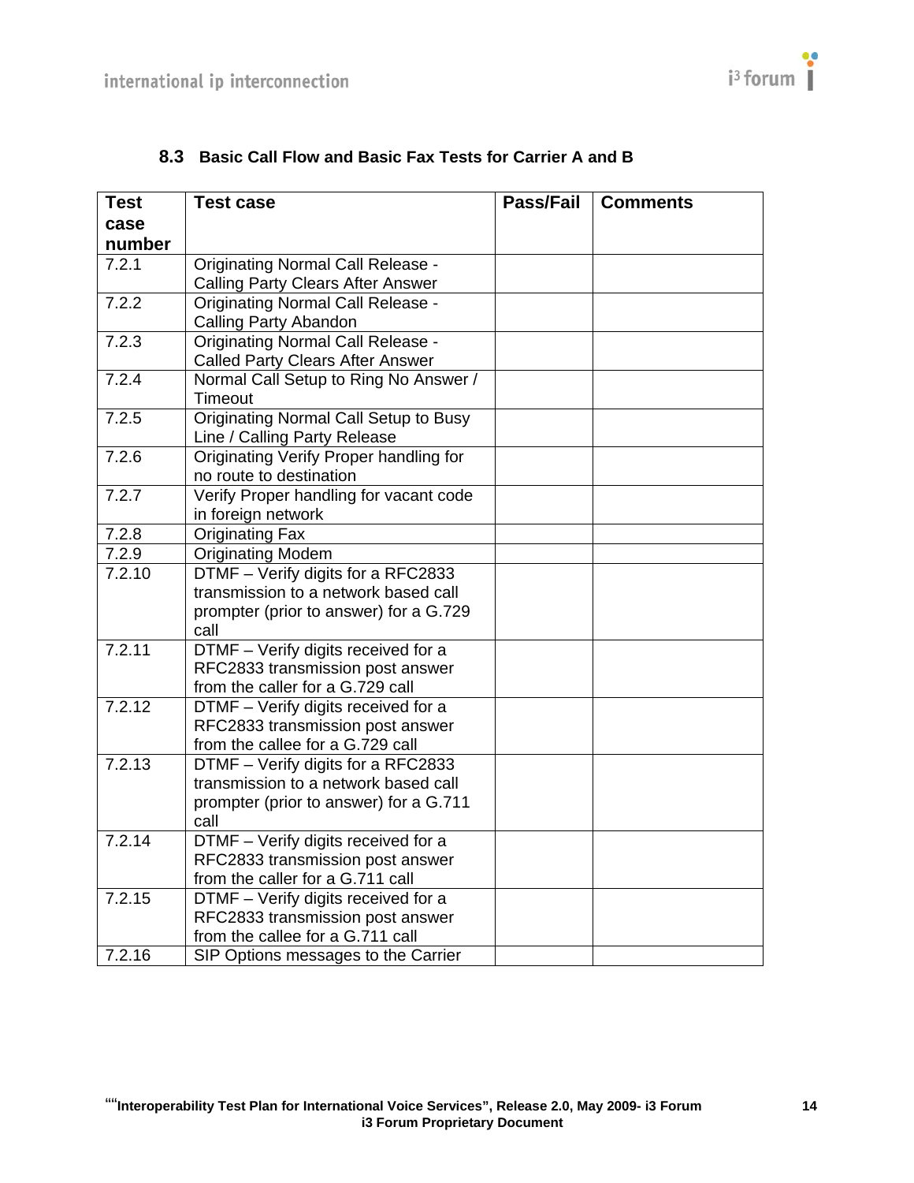### 8.3 Basic Call Flow and Basic Fax Tests for Carrier A and B

| Test case number | Test case | Pass/Fail | Comments |
|---|---|---|---|
| 7.2.1 | Originating Normal Call Release - Calling Party Clears After Answer | | |
| 7.2.2 | Originating Normal Call Release - Calling Party Abandon | | |
| 7.2.3 | Originating Normal Call Release - Called Party Clears After Answer | | |
| 7.2.4 | Normal Call Setup to Ring No Answer / Timeout | | |
| 7.2.5 | Originating Normal Call Setup to Busy Line / Calling Party Release | | |
| 7.2.6 | Originating Verify Proper handling for no route to destination | | |
| 7.2.7 | Verify Proper handling for vacant code in foreign network | | |
| 7.2.8 | Originating Fax | | |
| 7.2.9 | Originating Modem | | |
| 7.2.10 | DTMF – Verify digits for a RFC2833 transmission to a network based call prompter (prior to answer) for a G.729 call | | |
| 7.2.11 | DTMF – Verify digits received for a RFC2833 transmission post answer from the caller for a G.729 call | | |
| 7.2.12 | DTMF – Verify digits received for a RFC2833 transmission post answer from the callee for a G.729 call | | |
| 7.2.13 | DTMF – Verify digits for a RFC2833 transmission to a network based call prompter (prior to answer) for a G.711 call | | |
| 7.2.14 | DTMF – Verify digits received for a RFC2833 transmission post answer from the caller for a G.711 call | | |
| 7.2.15 | DTMF – Verify digits received for a RFC2833 transmission post answer from the callee for a G.711 call | | |
| 7.2.16 | SIP Options messages to the Carrier | | |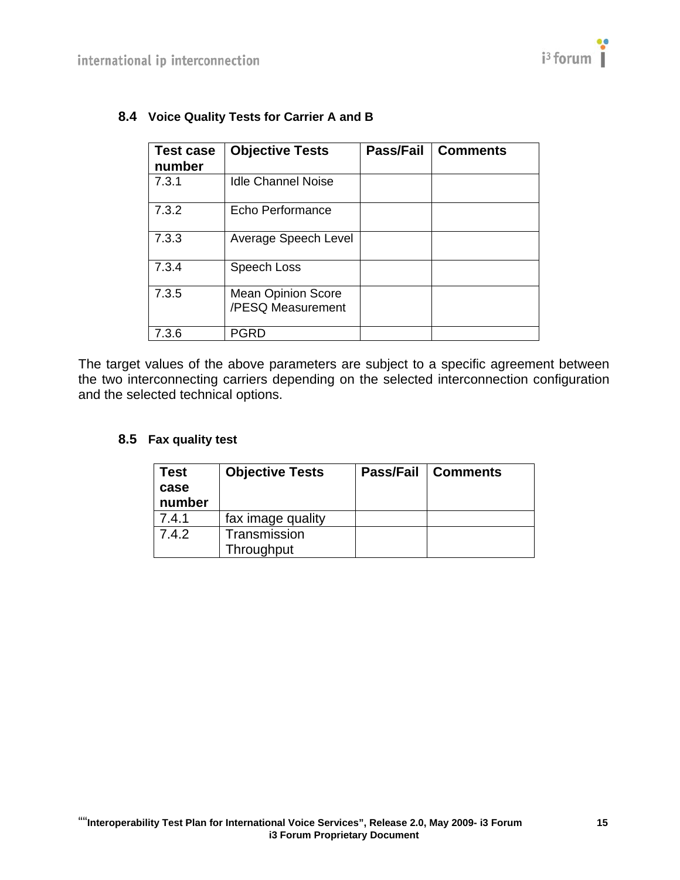### 8.4 Voice Quality Tests for Carrier A and B

| Test case number | Objective Tests | Pass/Fail | Comments |
|---|---|---|---|
| 7.3.1 | Idle Channel Noise | | |
| 7.3.2 | Echo Performance | | |
| 7.3.3 | Average Speech Level | | |
| 7.3.4 | Speech Loss | | |
| 7.3.5 | Mean Opinion Score /PESQ Measurement | | |
| 7.3.6 | PGRD | | |

The target values of the above parameters are subject to a specific agreement between the two interconnecting carriers depending on the selected interconnection configuration and the selected technical options.

### 8.5 Fax quality test

| Test case number | Objective Tests | Pass/Fail | Comments |
|---|---|---|---|
| 7.4.1 | fax image quality | | |
| 7.4.2 | Transmission Throughput | | |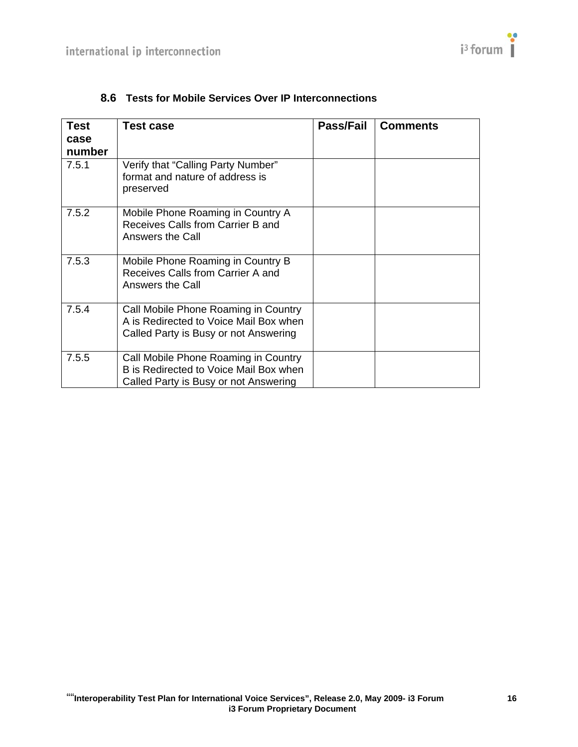### 8.6 Tests for Mobile Services Over IP Interconnections

| Test case number | Test case | Pass/Fail | Comments |
|---|---|---|---|
| 7.5.1 | Verify that "Calling Party Number" format and nature of address is preserved | | |
| 7.5.2 | Mobile Phone Roaming in Country A Receives Calls from Carrier B and Answers the Call | | |
| 7.5.3 | Mobile Phone Roaming in Country B Receives Calls from Carrier A and Answers the Call | | |
| 7.5.4 | Call Mobile Phone Roaming in Country A is Redirected to Voice Mail Box when Called Party is Busy or not Answering | | |
| 7.5.5 | Call Mobile Phone Roaming in Country B is Redirected to Voice Mail Box when Called Party is Busy or not Answering | | |